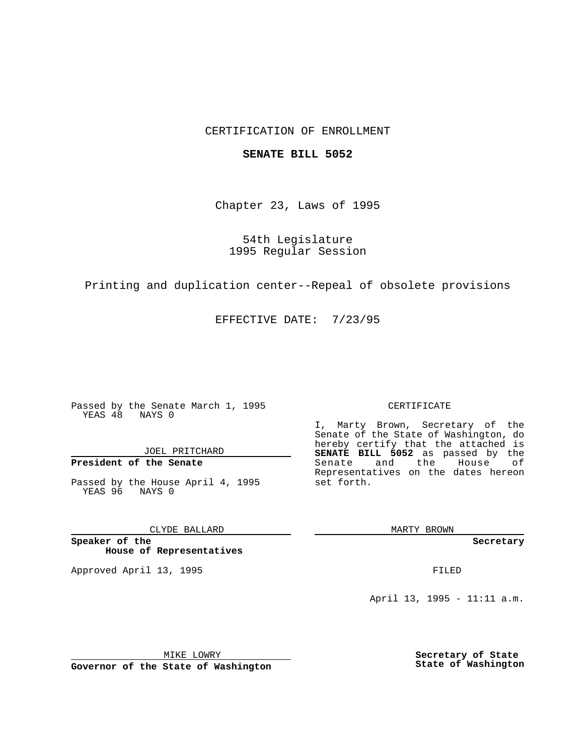CERTIFICATION OF ENROLLMENT

**SENATE BILL 5052**

Chapter 23, Laws of 1995

54th Legislature
1995 Regular Session

Printing and duplication center--Repeal of obsolete provisions

EFFECTIVE DATE: 7/23/95

Passed by the Senate March 1, 1995
YEAS 48 NAYS 0

JOEL PRITCHARD

**President of the Senate**

Passed by the House April 4, 1995
YEAS 96 NAYS 0

CLYDE BALLARD

**Speaker of the House of Representatives**

Approved April 13, 1995

MIKE LOWRY

**Governor of the State of Washington**

CERTIFICATE

I, Marty Brown, Secretary of the Senate of the State of Washington, do hereby certify that the attached is **SENATE BILL 5052** as passed by the Senate and the House of Representatives on the dates hereon set forth.

MARTY BROWN

**Secretary**

FILED

April 13, 1995 - 11:11 a.m.

**Secretary of State**
**State of Washington**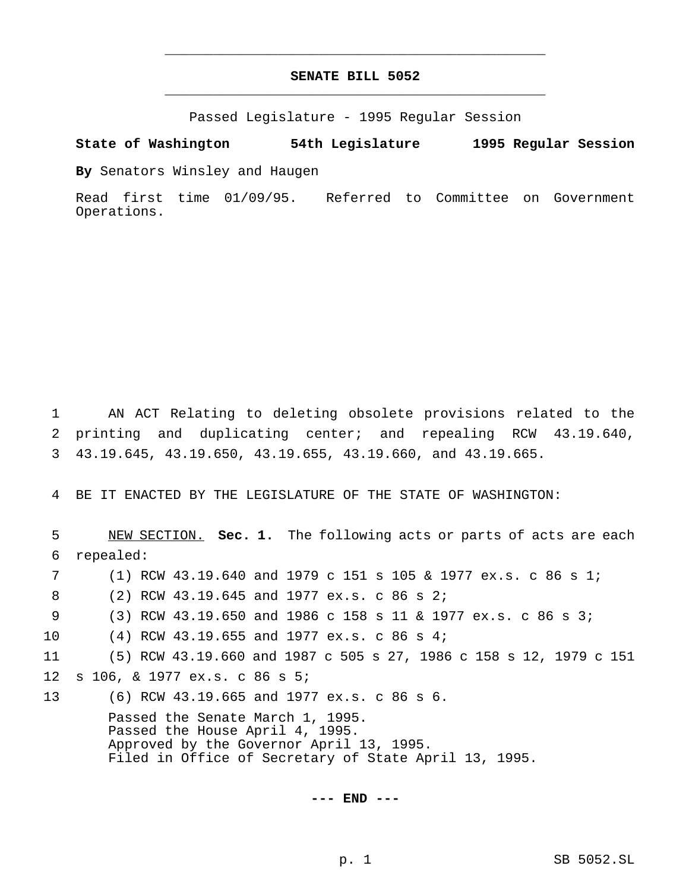# SENATE BILL 5052

Passed Legislature - 1995 Regular Session

**State of Washington 54th Legislature 1995 Regular Session**

**By** Senators Winsley and Haugen

Read first time 01/09/95. Referred to Committee on Government Operations.

AN ACT Relating to deleting obsolete provisions related to the printing and duplicating center; and repealing RCW 43.19.640, 43.19.645, 43.19.650, 43.19.655, 43.19.660, and 43.19.665.

BE IT ENACTED BY THE LEGISLATURE OF THE STATE OF WASHINGTON:

NEW SECTION. **Sec. 1.** The following acts or parts of acts are each repealed:

(1) RCW 43.19.640 and 1979 c 151 s 105 & 1977 ex.s. c 86 s 1;

(2) RCW 43.19.645 and 1977 ex.s. c 86 s 2;

(3) RCW 43.19.650 and 1986 c 158 s 11 & 1977 ex.s. c 86 s 3;

(4) RCW 43.19.655 and 1977 ex.s. c 86 s 4;

(5) RCW 43.19.660 and 1987 c 505 s 27, 1986 c 158 s 12, 1979 c 151 s 106, & 1977 ex.s. c 86 s 5;

(6) RCW 43.19.665 and 1977 ex.s. c 86 s 6.

Passed the Senate March 1, 1995.
Passed the House April 4, 1995.
Approved by the Governor April 13, 1995.
Filed in Office of Secretary of State April 13, 1995.

**--- END ---**